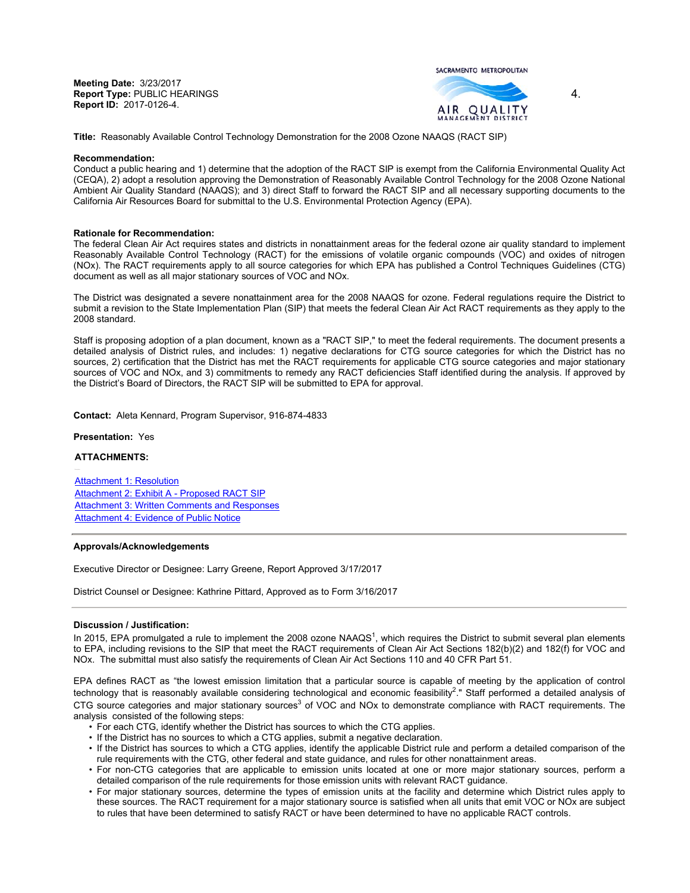**Meeting Date:** 3/23/2017
**Report Type:** PUBLIC HEARINGS
**Report ID:** 2017-0126-4.

SACRAMENTO METROPOLITAN AIR QUALITY MANAGEMENT DISTRICT

4.

**Title:** Reasonably Available Control Technology Demonstration for the 2008 Ozone NAAQS (RACT SIP)

**Recommendation:**
Conduct a public hearing and 1) determine that the adoption of the RACT SIP is exempt from the California Environmental Quality Act (CEQA), 2) adopt a resolution approving the Demonstration of Reasonably Available Control Technology for the 2008 Ozone National Ambient Air Quality Standard (NAAQS); and 3) direct Staff to forward the RACT SIP and all necessary supporting documents to the California Air Resources Board for submittal to the U.S. Environmental Protection Agency (EPA).

**Rationale for Recommendation:**
The federal Clean Air Act requires states and districts in nonattainment areas for the federal ozone air quality standard to implement Reasonably Available Control Technology (RACT) for the emissions of volatile organic compounds (VOC) and oxides of nitrogen (NOx). The RACT requirements apply to all source categories for which EPA has published a Control Techniques Guidelines (CTG) document as well as all major stationary sources of VOC and NOx.

The District was designated a severe nonattainment area for the 2008 NAAQS for ozone. Federal regulations require the District to submit a revision to the State Implementation Plan (SIP) that meets the federal Clean Air Act RACT requirements as they apply to the 2008 standard.

Staff is proposing adoption of a plan document, known as a "RACT SIP," to meet the federal requirements. The document presents a detailed analysis of District rules, and includes: 1) negative declarations for CTG source categories for which the District has no sources, 2) certification that the District has met the RACT requirements for applicable CTG source categories and major stationary sources of VOC and NOx, and 3) commitments to remedy any RACT deficiencies Staff identified during the analysis. If approved by the District's Board of Directors, the RACT SIP will be submitted to EPA for approval.

**Contact:** Aleta Kennard, Program Supervisor, 916-874-4833

**Presentation:** Yes

**ATTACHMENTS:**

Attachment 1: Resolution
Attachment 2: Exhibit A - Proposed RACT SIP
Attachment 3: Written Comments and Responses
Attachment 4: Evidence of Public Notice

---

**Approvals/Acknowledgements**

Executive Director or Designee: Larry Greene, Report Approved 3/17/2017

District Counsel or Designee: Kathrine Pittard, Approved as to Form 3/16/2017

---

**Discussion / Justification:**
In 2015, EPA promulgated a rule to implement the 2008 ozone NAAQS[1], which requires the District to submit several plan elements to EPA, including revisions to the SIP that meet the RACT requirements of Clean Air Act Sections 182(b)(2) and 182(f) for VOC and NOx. The submittal must also satisfy the requirements of Clean Air Act Sections 110 and 40 CFR Part 51.

EPA defines RACT as "the lowest emission limitation that a particular source is capable of meeting by the application of control technology that is reasonably available considering technological and economic feasibility[2]." Staff performed a detailed analysis of CTG source categories and major stationary sources[3] of VOC and NOx to demonstrate compliance with RACT requirements. The analysis consisted of the following steps:

- For each CTG, identify whether the District has sources to which the CTG applies.
- If the District has no sources to which a CTG applies, submit a negative declaration.
- If the District has sources to which a CTG applies, identify the applicable District rule and perform a detailed comparison of the rule requirements with the CTG, other federal and state guidance, and rules for other nonattainment areas.
- For non-CTG categories that are applicable to emission units located at one or more major stationary sources, perform a detailed comparison of the rule requirements for those emission units with relevant RACT guidance.
- For major stationary sources, determine the types of emission units at the facility and determine which District rules apply to these sources. The RACT requirement for a major stationary source is satisfied when all units that emit VOC or NOx are subject to rules that have been determined to satisfy RACT or have been determined to have no applicable RACT controls.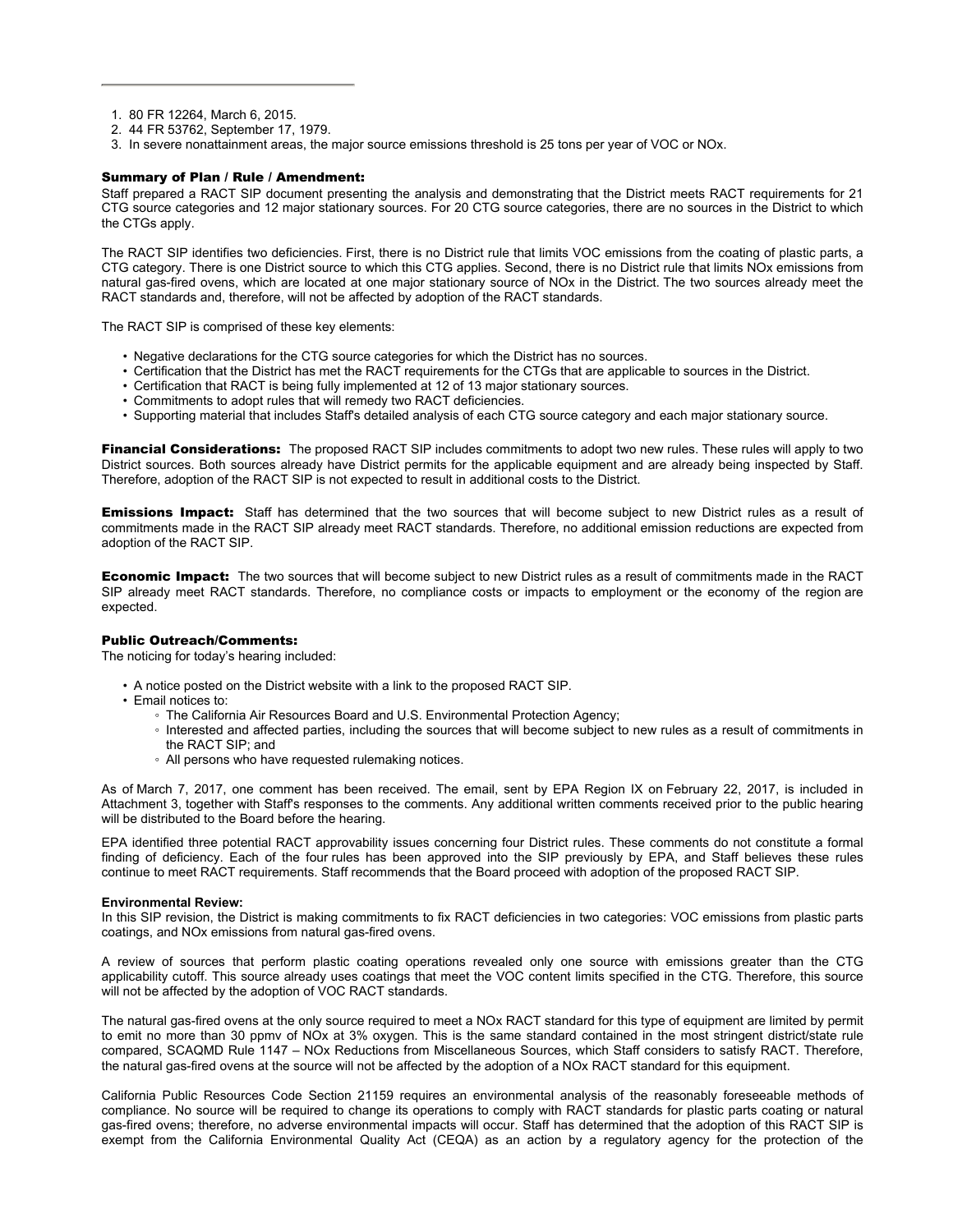1. 80 FR 12264, March 6, 2015.
2. 44 FR 53762, September 17, 1979.
3. In severe nonattainment areas, the major source emissions threshold is 25 tons per year of VOC or NOx.

### Summary of Plan / Rule / Amendment:

Staff prepared a RACT SIP document presenting the analysis and demonstrating that the District meets RACT requirements for 21 CTG source categories and 12 major stationary sources. For 20 CTG source categories, there are no sources in the District to which the CTGs apply.

The RACT SIP identifies two deficiencies. First, there is no District rule that limits VOC emissions from the coating of plastic parts, a CTG category. There is one District source to which this CTG applies. Second, there is no District rule that limits NOx emissions from natural gas-fired ovens, which are located at one major stationary source of NOx in the District. The two sources already meet the RACT standards and, therefore, will not be affected by adoption of the RACT standards.

The RACT SIP is comprised of these key elements:

- Negative declarations for the CTG source categories for which the District has no sources.
- Certification that the District has met the RACT requirements for the CTGs that are applicable to sources in the District.
- Certification that RACT is being fully implemented at 12 of 13 major stationary sources.
- Commitments to adopt rules that will remedy two RACT deficiencies.
- Supporting material that includes Staff's detailed analysis of each CTG source category and each major stationary source.

**Financial Considerations:** The proposed RACT SIP includes commitments to adopt two new rules. These rules will apply to two District sources. Both sources already have District permits for the applicable equipment and are already being inspected by Staff. Therefore, adoption of the RACT SIP is not expected to result in additional costs to the District.

**Emissions Impact:** Staff has determined that the two sources that will become subject to new District rules as a result of commitments made in the RACT SIP already meet RACT standards. Therefore, no additional emission reductions are expected from adoption of the RACT SIP.

**Economic Impact:** The two sources that will become subject to new District rules as a result of commitments made in the RACT SIP already meet RACT standards. Therefore, no compliance costs or impacts to employment or the economy of the region are expected.

### Public Outreach/Comments:

The noticing for today's hearing included:

- A notice posted on the District website with a link to the proposed RACT SIP.
- Email notices to:
  - The California Air Resources Board and U.S. Environmental Protection Agency;
  - Interested and affected parties, including the sources that will become subject to new rules as a result of commitments in the RACT SIP; and
  - All persons who have requested rulemaking notices.

As of March 7, 2017, one comment has been received. The email, sent by EPA Region IX on February 22, 2017, is included in Attachment 3, together with Staff's responses to the comments. Any additional written comments received prior to the public hearing will be distributed to the Board before the hearing.

EPA identified three potential RACT approvability issues concerning four District rules. These comments do not constitute a formal finding of deficiency. Each of the four rules has been approved into the SIP previously by EPA, and Staff believes these rules continue to meet RACT requirements. Staff recommends that the Board proceed with adoption of the proposed RACT SIP.

**Environmental Review:**

In this SIP revision, the District is making commitments to fix RACT deficiencies in two categories: VOC emissions from plastic parts coatings, and NOx emissions from natural gas-fired ovens.

A review of sources that perform plastic coating operations revealed only one source with emissions greater than the CTG applicability cutoff. This source already uses coatings that meet the VOC content limits specified in the CTG. Therefore, this source will not be affected by the adoption of VOC RACT standards.

The natural gas-fired ovens at the only source required to meet a NOx RACT standard for this type of equipment are limited by permit to emit no more than 30 ppmv of NOx at 3% oxygen. This is the same standard contained in the most stringent district/state rule compared, SCAQMD Rule 1147 – NOx Reductions from Miscellaneous Sources, which Staff considers to satisfy RACT. Therefore, the natural gas-fired ovens at the source will not be affected by the adoption of a NOx RACT standard for this equipment.

California Public Resources Code Section 21159 requires an environmental analysis of the reasonably foreseeable methods of compliance. No source will be required to change its operations to comply with RACT standards for plastic parts coating or natural gas-fired ovens; therefore, no adverse environmental impacts will occur. Staff has determined that the adoption of this RACT SIP is exempt from the California Environmental Quality Act (CEQA) as an action by a regulatory agency for the protection of the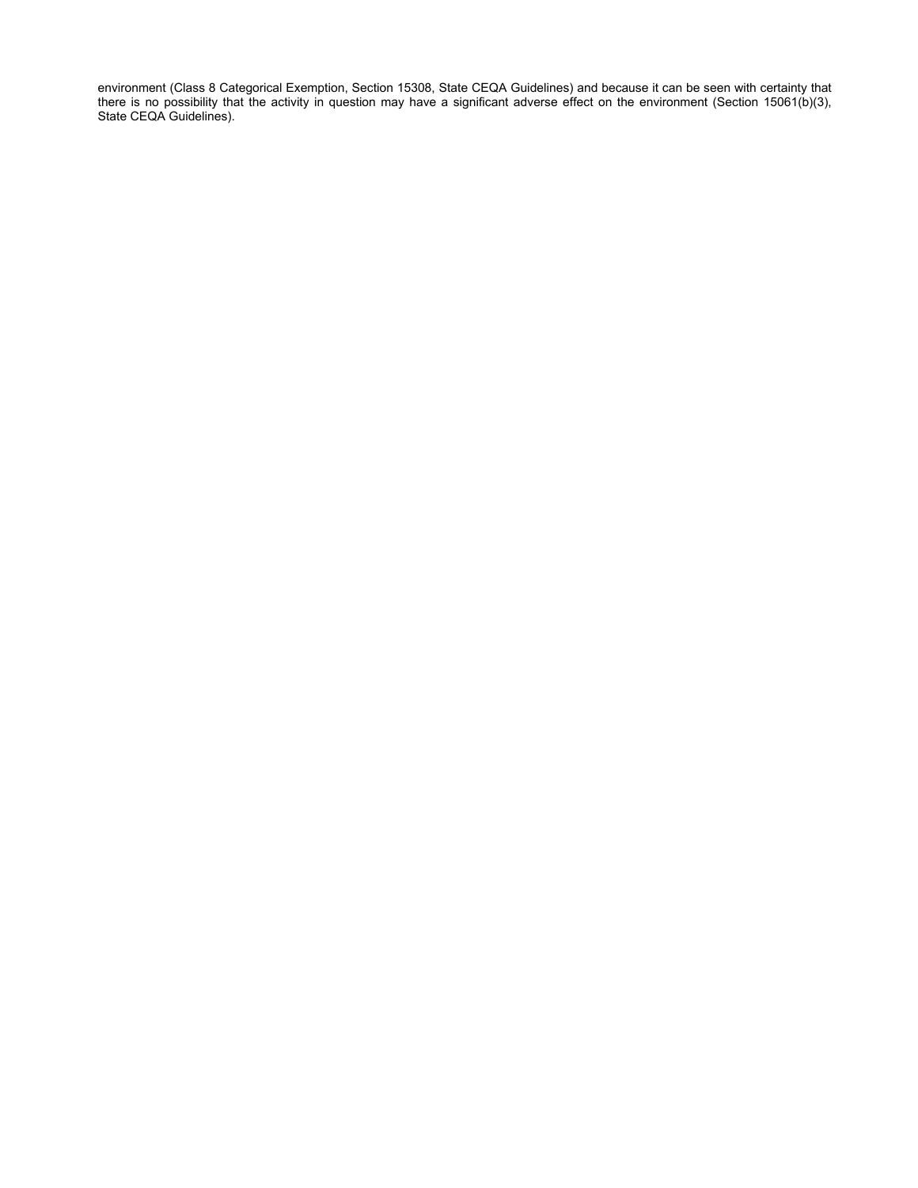environment (Class 8 Categorical Exemption, Section 15308, State CEQA Guidelines) and because it can be seen with certainty that there is no possibility that the activity in question may have a significant adverse effect on the environment (Section 15061(b)(3), State CEQA Guidelines).